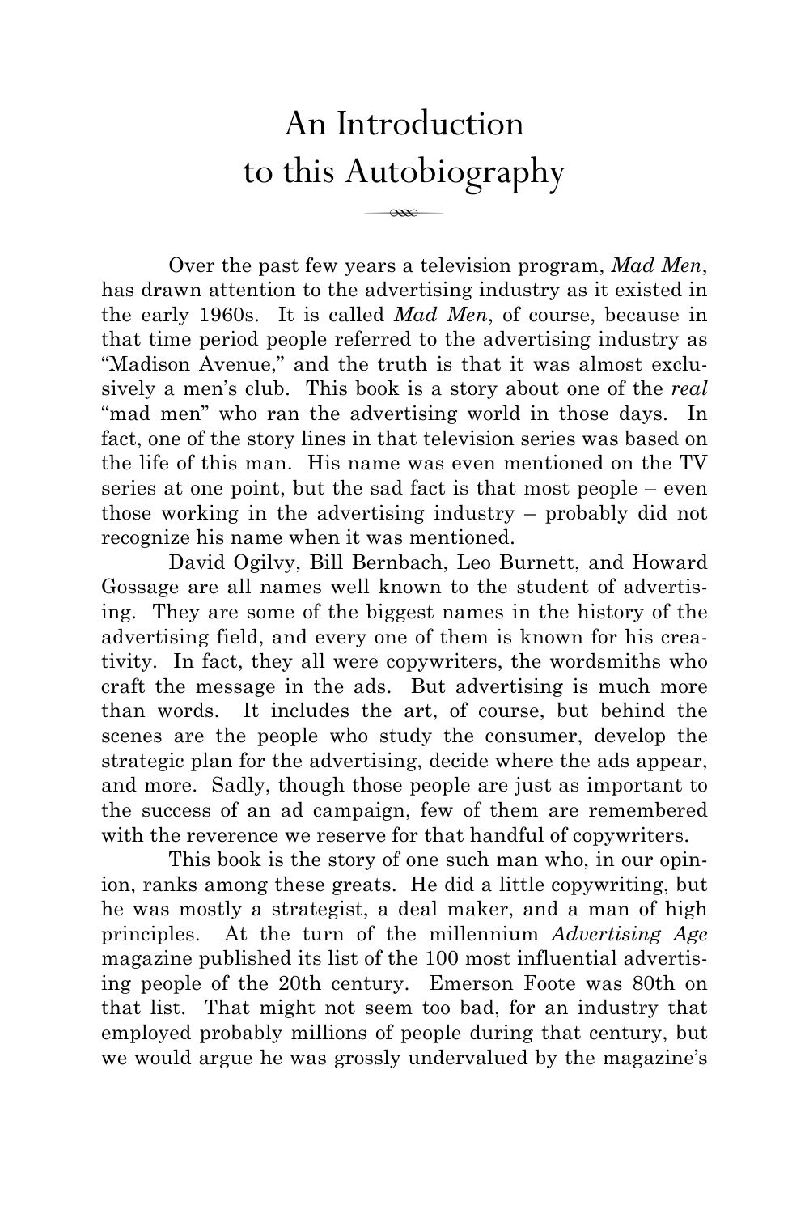# An Introduction to this Autobiography

Over the past few years a television program, *Mad Men*, has drawn attention to the advertising industry as it existed in the early 1960s. It is called *Mad Men*, of course, because in that time period people referred to the advertising industry as "Madison Avenue," and the truth is that it was almost exclusively a men's club. This book is a story about one of the *real* "mad men" who ran the advertising world in those days. In fact, one of the story lines in that television series was based on the life of this man. His name was even mentioned on the TV series at one point, but the sad fact is that most people – even those working in the advertising industry – probably did not recognize his name when it was mentioned.

David Ogilvy, Bill Bernbach, Leo Burnett, and Howard Gossage are all names well known to the student of advertising. They are some of the biggest names in the history of the advertising field, and every one of them is known for his creativity. In fact, they all were copywriters, the wordsmiths who craft the message in the ads. But advertising is much more than words. It includes the art, of course, but behind the scenes are the people who study the consumer, develop the strategic plan for the advertising, decide where the ads appear, and more. Sadly, though those people are just as important to the success of an ad campaign, few of them are remembered with the reverence we reserve for that handful of copywriters.

This book is the story of one such man who, in our opinion, ranks among these greats. He did a little copywriting, but he was mostly a strategist, a deal maker, and a man of high principles. At the turn of the millennium *Advertising Age* magazine published its list of the 100 most influential advertising people of the 20th century. Emerson Foote was 80th on that list. That might not seem too bad, for an industry that employed probably millions of people during that century, but we would argue he was grossly undervalued by the magazine's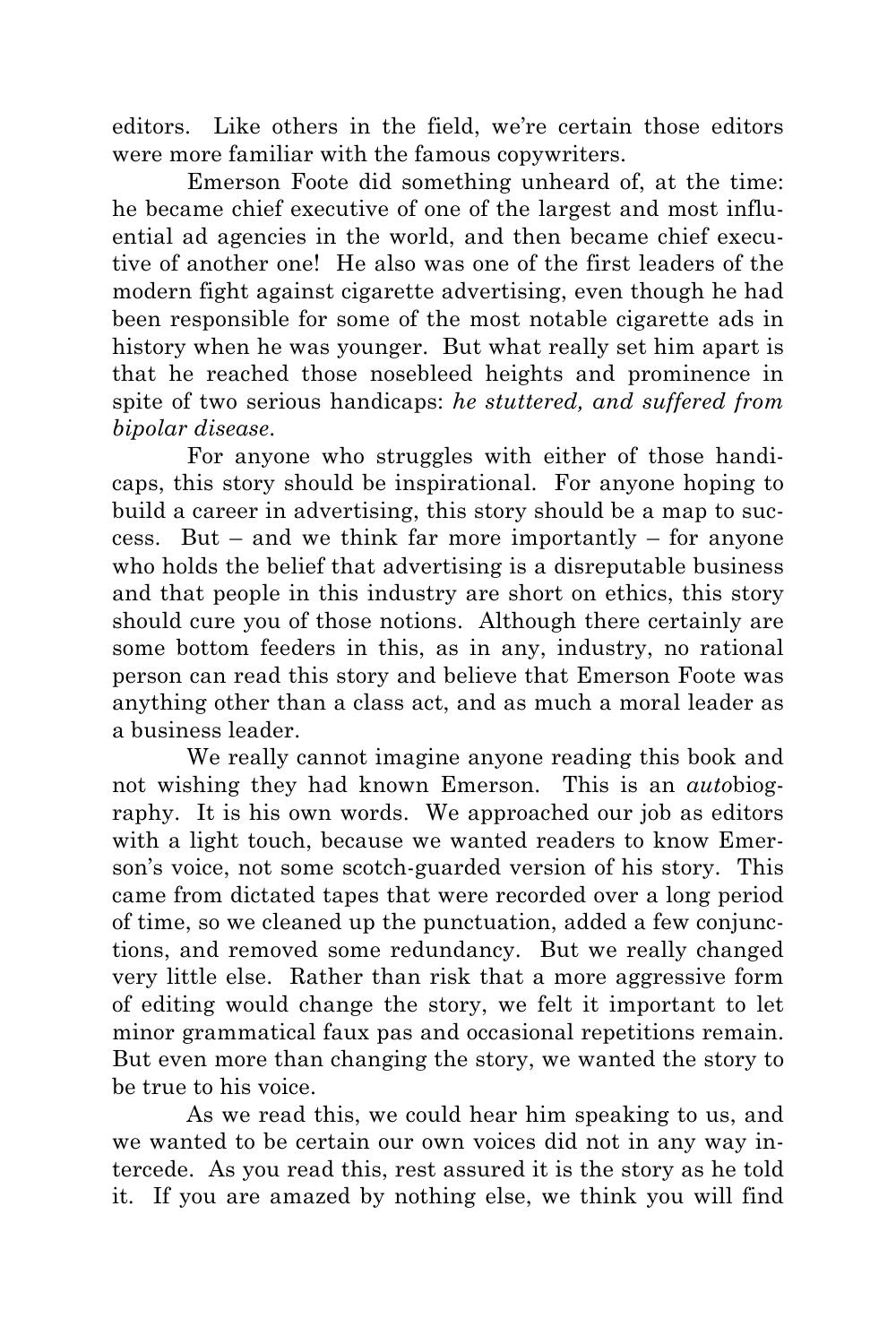editors. Like others in the field, we're certain those editors were more familiar with the famous copywriters.

Emerson Foote did something unheard of, at the time: he became chief executive of one of the largest and most influential ad agencies in the world, and then became chief executive of another one! He also was one of the first leaders of the modern fight against cigarette advertising, even though he had been responsible for some of the most notable cigarette ads in history when he was younger. But what really set him apart is that he reached those nosebleed heights and prominence in spite of two serious handicaps: *he stuttered, and suffered from bipolar disease*.

For anyone who struggles with either of those handicaps, this story should be inspirational. For anyone hoping to build a career in advertising, this story should be a map to success. But – and we think far more importantly – for anyone who holds the belief that advertising is a disreputable business and that people in this industry are short on ethics, this story should cure you of those notions. Although there certainly are some bottom feeders in this, as in any, industry, no rational person can read this story and believe that Emerson Foote was anything other than a class act, and as much a moral leader as a business leader.

We really cannot imagine anyone reading this book and not wishing they had known Emerson. This is an *auto*biography. It is his own words. We approached our job as editors with a light touch, because we wanted readers to know Emerson's voice, not some scotch-guarded version of his story. This came from dictated tapes that were recorded over a long period of time, so we cleaned up the punctuation, added a few conjunctions, and removed some redundancy. But we really changed very little else. Rather than risk that a more aggressive form of editing would change the story, we felt it important to let minor grammatical faux pas and occasional repetitions remain. But even more than changing the story, we wanted the story to be true to his voice.

As we read this, we could hear him speaking to us, and we wanted to be certain our own voices did not in any way intercede. As you read this, rest assured it is the story as he told it. If you are amazed by nothing else, we think you will find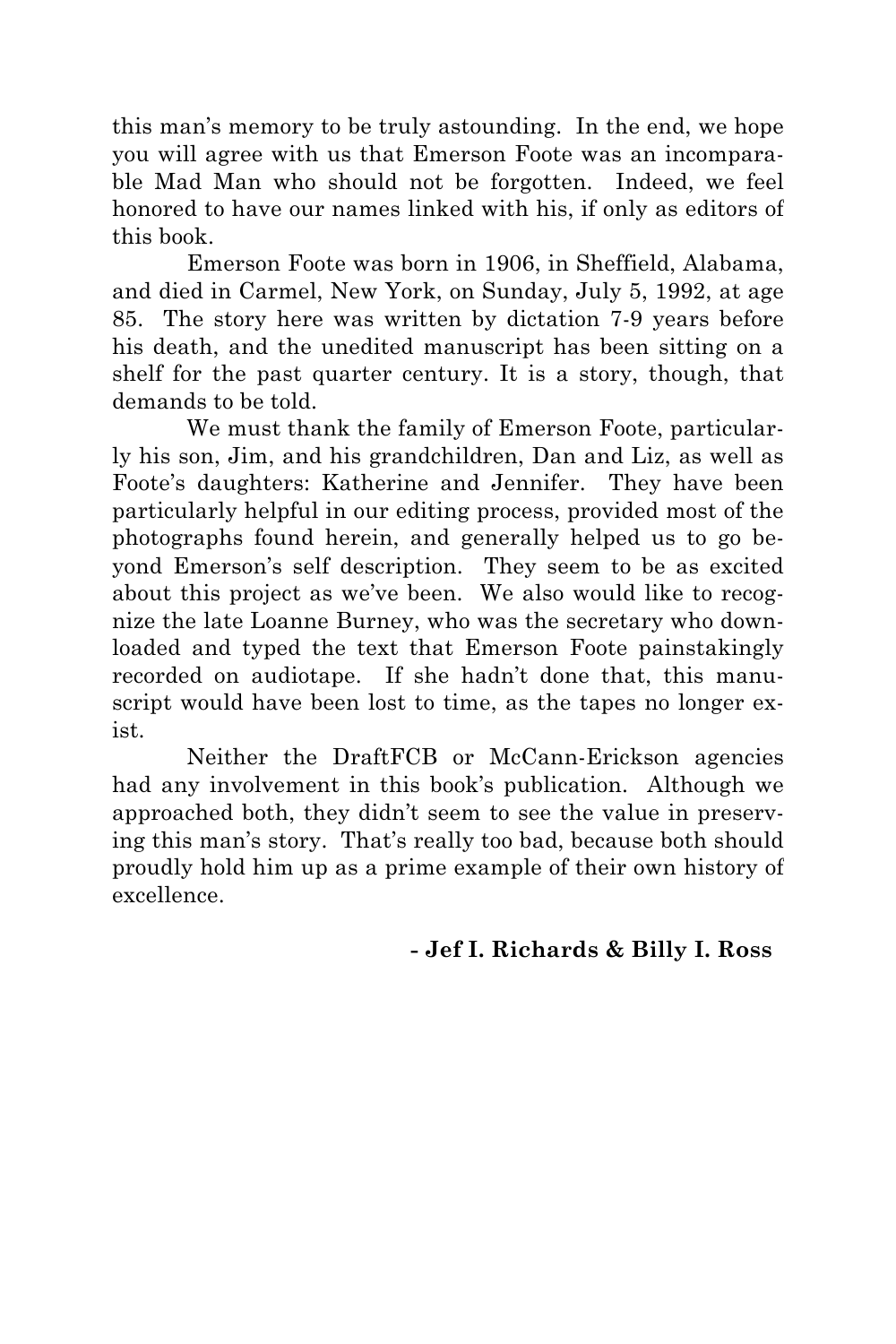this man's memory to be truly astounding. In the end, we hope you will agree with us that Emerson Foote was an incomparable Mad Man who should not be forgotten. Indeed, we feel honored to have our names linked with his, if only as editors of this book.

Emerson Foote was born in 1906, in Sheffield, Alabama, and died in Carmel, New York, on Sunday, July 5, 1992, at age 85. The story here was written by dictation 7-9 years before his death, and the unedited manuscript has been sitting on a shelf for the past quarter century. It is a story, though, that demands to be told.

We must thank the family of Emerson Foote, particularly his son, Jim, and his grandchildren, Dan and Liz, as well as Foote's daughters: Katherine and Jennifer. They have been particularly helpful in our editing process, provided most of the photographs found herein, and generally helped us to go beyond Emerson's self description. They seem to be as excited about this project as we've been. We also would like to recognize the late Loanne Burney, who was the secretary who downloaded and typed the text that Emerson Foote painstakingly recorded on audiotape. If she hadn't done that, this manuscript would have been lost to time, as the tapes no longer exist.

Neither the DraftFCB or McCann-Erickson agencies had any involvement in this book's publication. Although we approached both, they didn't seem to see the value in preserving this man's story. That's really too bad, because both should proudly hold him up as a prime example of their own history of excellence.

**- Jef I. Richards & Billy I. Ross**